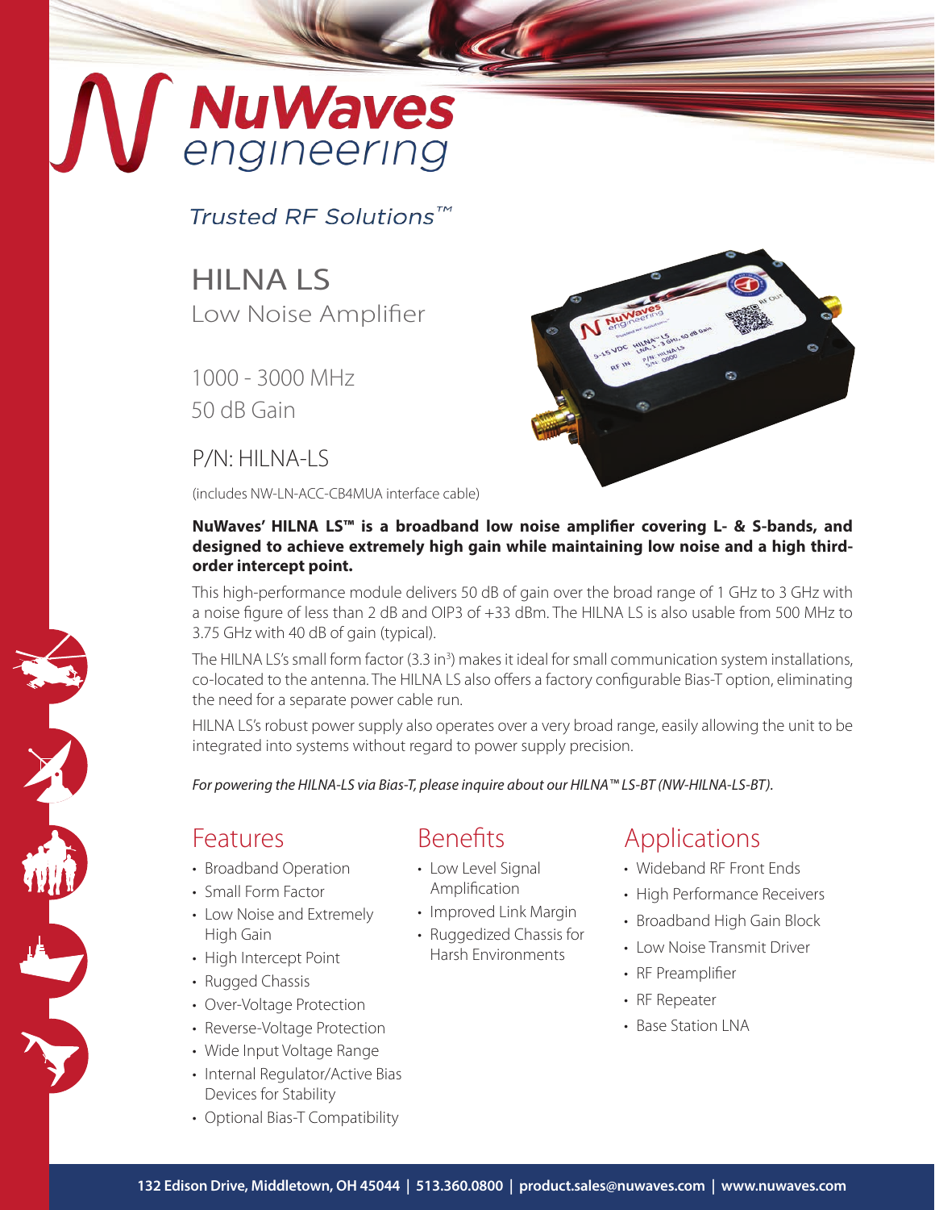# NuWaves engineering

*Trusted RF Solutions™*

## HILNA LS

Low Noise Amplifier

1000 - 3000 MHz

50 dB Gain

P/N: HILNA-LS

(includes NW-LN-ACC-CB4MUA interface cable)

**NuWaves' HILNA LS™ is a broadband low noise amplifier covering L- & S-bands, and designed to achieve extremely high gain while maintaining low noise and a high third-order intercept point.**

This high-performance module delivers 50 dB of gain over the broad range of 1 GHz to 3 GHz with a noise figure of less than 2 dB and OIP3 of +33 dBm. The HILNA LS is also usable from 500 MHz to 3.75 GHz with 40 dB of gain (typical).

The HILNA LS's small form factor (3.3 in$^3$) makes it ideal for small communication system installations, co-located to the antenna. The HILNA LS also offers a factory configurable Bias-T option, eliminating the need for a separate power cable run.

HILNA LS's robust power supply also operates over a very broad range, easily allowing the unit to be integrated into systems without regard to power supply precision.

*For powering the HILNA-LS via Bias-T, please inquire about our HILNA™ LS-BT (NW-HILNA-LS-BT).*

## Features

- Broadband Operation
- Small Form Factor
- Low Noise and Extremely High Gain
- High Intercept Point
- Rugged Chassis
- Over-Voltage Protection
- Reverse-Voltage Protection
- Wide Input Voltage Range
- Internal Regulator/Active Bias Devices for Stability
- Optional Bias-T Compatibility

## Benefits

- Low Level Signal Amplification
- Improved Link Margin
- Ruggedized Chassis for Harsh Environments

## Applications

- Wideband RF Front Ends
- High Performance Receivers
- Broadband High Gain Block
- Low Noise Transmit Driver
- RF Preamplifier
- RF Repeater
- Base Station LNA

**132 Edison Drive, Middletown, OH 45044 | 513.360.0800 | product.sales@nuwaves.com | www.nuwaves.com**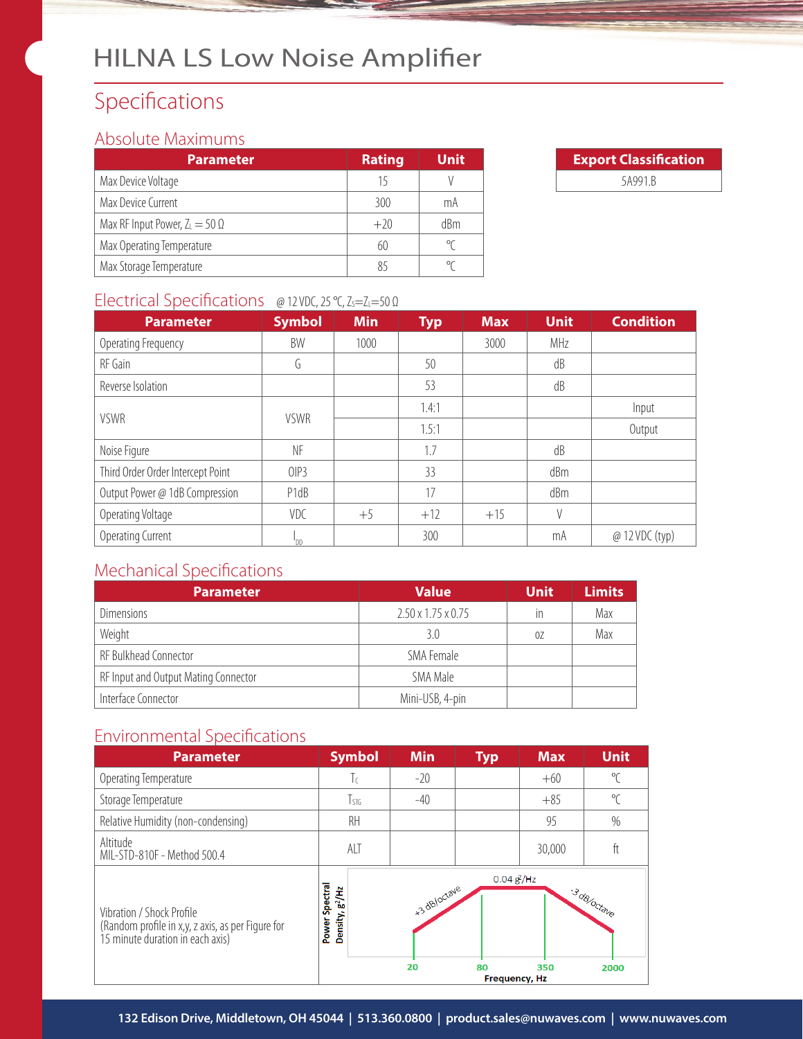# HILNA LS Low Noise Amplifier

## Specifications

### Absolute Maximums

| Parameter | Rating | Unit |
|---|---|---|
| Max Device Voltage | 15 | V |
| Max Device Current | 300 | mA |
| Max RF Input Power, $Z_L = 50\ \Omega$ | +20 | dBm |
| Max Operating Temperature | 60 | °C |
| Max Storage Temperature | 85 | °C |

| Export Classification |
|---|
| 5A991.B |

### Electrical Specifications @ 12 VDC, 25 °C, $Z_S=Z_L=50\ \Omega$

| Parameter | Symbol | Min | Typ | Max | Unit | Condition |
|---|---|---|---|---|---|---|
| Operating Frequency | BW | 1000 | | 3000 | MHz | |
| RF Gain | G | | 50 | | dB | |
| Reverse Isolation | | | 53 | | dB | |
| VSWR | VSWR | | 1.4:1 | | | Input |
| | | | 1.5:1 | | | Output |
| Noise Figure | NF | | 1.7 | | dB | |
| Third Order Order Intercept Point | OIP3 | | 33 | | dBm | |
| Output Power @ 1dB Compression | P1dB | | 17 | | dBm | |
| Operating Voltage | VDC | +5 | +12 | +15 | V | |
| Operating Current | $I_{DD}$ | | 300 | | mA | @ 12 VDC (typ) |

### Mechanical Specifications

| Parameter | Value | Unit | Limits |
|---|---|---|---|
| Dimensions | 2.50 x 1.75 x 0.75 | in | Max |
| Weight | 3.0 | oz | Max |
| RF Bulkhead Connector | SMA Female | | |
| RF Input and Output Mating Connector | SMA Male | | |
| Interface Connector | Mini-USB, 4-pin | | |

### Environmental Specifications

| Parameter | Symbol | Min | Typ | Max | Unit |
|---|---|---|---|---|---|
| Operating Temperature | $T_C$ | -20 | | +60 | °C |
| Storage Temperature | $T_{STG}$ | -40 | | +85 | °C |
| Relative Humidity (non-condensing) | RH | | | 95 | % |
| Altitude MIL-STD-810F - Method 500.4 | ALT | | | 30,000 | ft |
| Vibration / Shock Profile (Random profile in x,y, z axis, as per Figure for 15 minute duration in each axis) | Power Spectral Density, $g^2$/Hz vs Frequency, Hz: +3 dB/octave from 20 Hz to 80 Hz; 0.04 $g^2$/Hz from 80 Hz to 350 Hz; -3 dB/octave from 350 Hz to 2000 Hz | | | | |

132 Edison Drive, Middletown, OH 45044 | 513.360.0800 | product.sales@nuwaves.com | www.nuwaves.com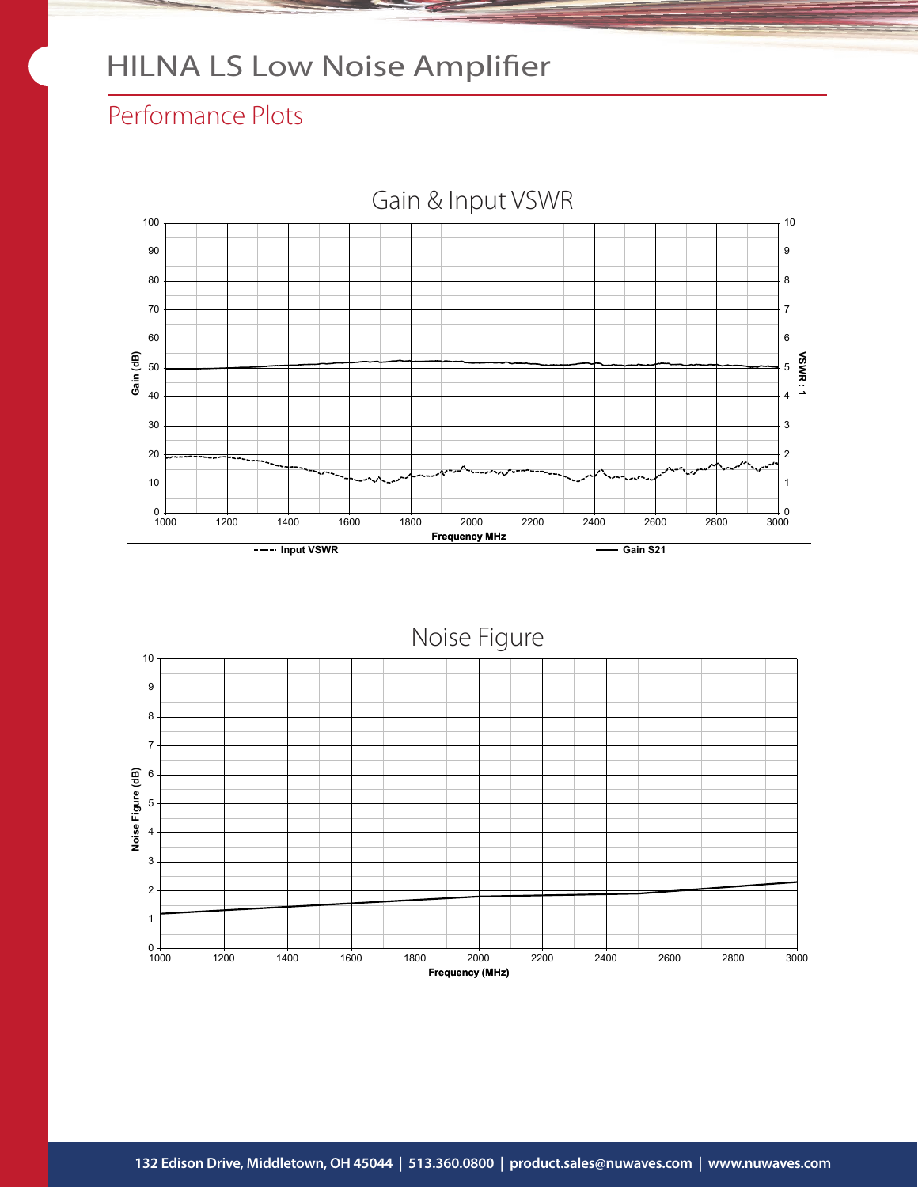# HILNA LS Low Noise Amplifier

## Performance Plots

### Gain & Input VSWR

Gain (dB): 0, 10, 20, 30, 40, 50, 60, 70, 80, 90, 100

VSWR : 1: 0, 1, 2, 3, 4, 5, 6, 7, 8, 9, 10

Frequency MHz: 1000, 1200, 1400, 1600, 1800, 2000, 2200, 2400, 2600, 2800, 3000

---- Input VSWR

—— Gain S21

### Noise Figure

Noise Figure (dB): 0, 1, 2, 3, 4, 5, 6, 7, 8, 9, 10

Frequency (MHz): 1000, 1200, 1400, 1600, 1800, 2000, 2200, 2400, 2600, 2800, 3000

132 Edison Drive, Middletown, OH 45044 | 513.360.0800 | product.sales@nuwaves.com | www.nuwaves.com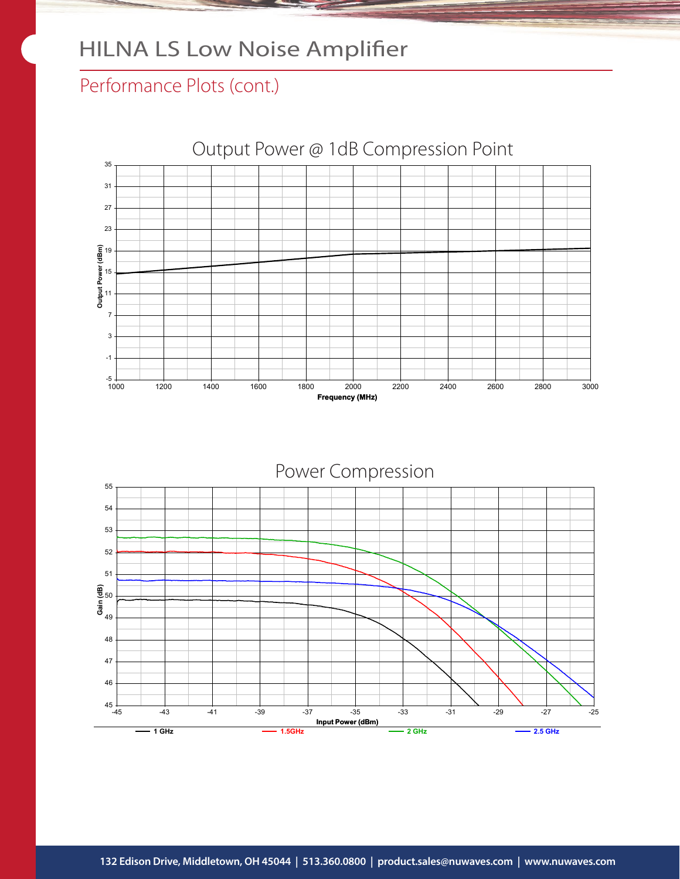# HILNA LS Low Noise Amplifier

## Performance Plots (cont.)

Output Power @ 1dB Compression Point

Power Compression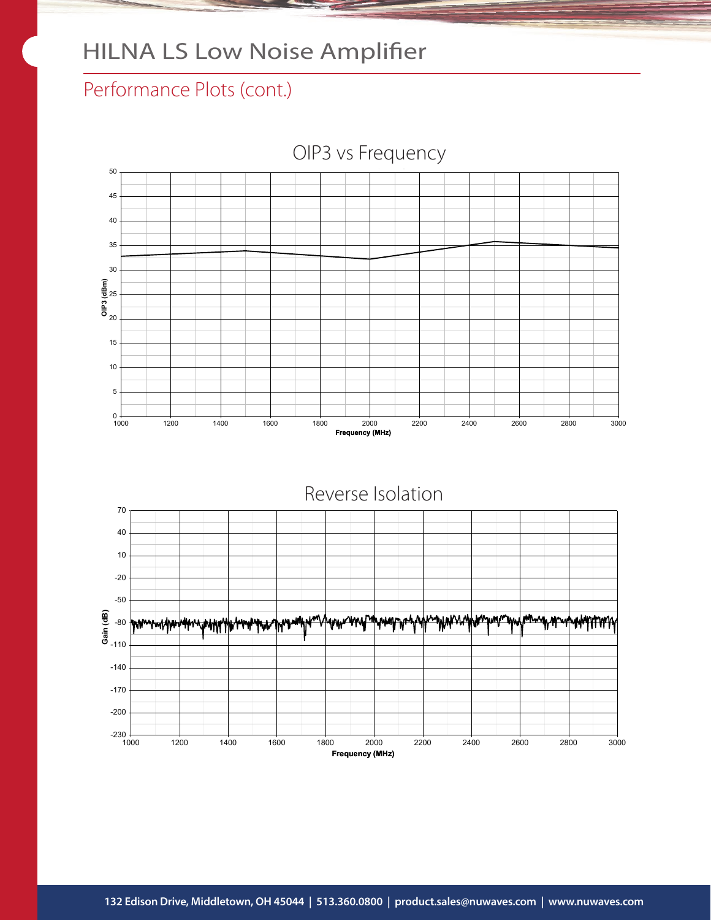# HILNA LS Low Noise Amplifier

## Performance Plots (cont.)

OIP3 vs Frequency

OIP3 (dBm)

0, 5, 10, 15, 20, 25, 30, 35, 40, 45, 50

1000, 1200, 1400, 1600, 1800, 2000, 2200, 2400, 2600, 2800, 3000

Frequency (MHz)

Reverse Isolation

Gain (dB)

70, 40, 10, -20, -50, -80, -110, -140, -170, -200, -230

1000, 1200, 1400, 1600, 1800, 2000, 2200, 2400, 2600, 2800, 3000

Frequency (MHz)

132 Edison Drive, Middletown, OH 45044 | 513.360.0800 | product.sales@nuwaves.com | www.nuwaves.com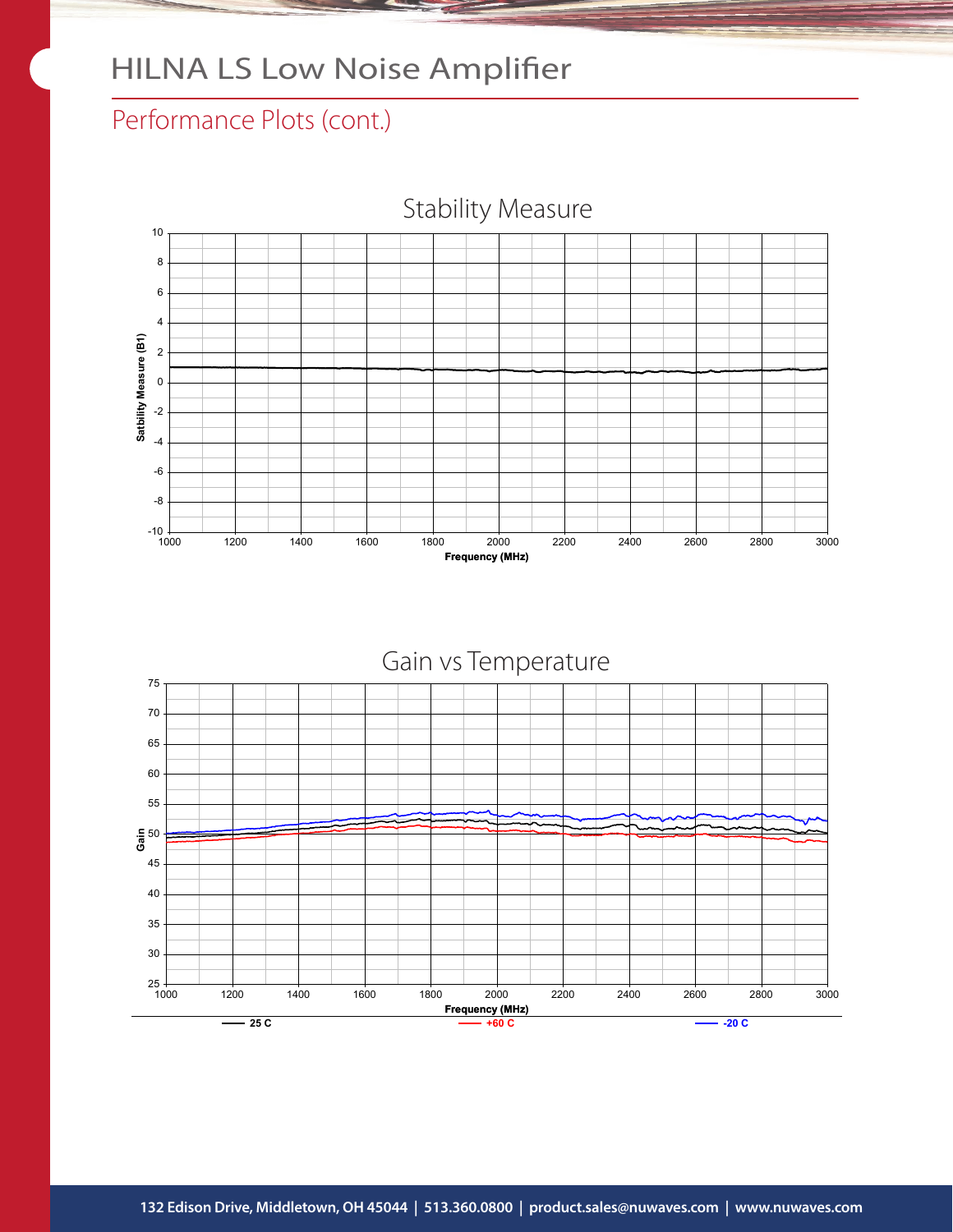# HILNA LS Low Noise Amplifier

## Performance Plots (cont.)

### Stability Measure

Satbility Measure (B1)

10, 8, 6, 4, 2, 0, -2, -4, -6, -8, -10

1000, 1200, 1400, 1600, 1800, 2000, 2200, 2400, 2600, 2800, 3000

Frequency (MHz)

### Gain vs Temperature

Gain

75, 70, 65, 60, 55, 50, 45, 40, 35, 30, 25

1000, 1200, 1400, 1600, 1800, 2000, 2200, 2400, 2600, 2800, 3000

Frequency (MHz)

**25 C** **+60 C** **-20 C**

132 Edison Drive, Middletown, OH 45044 | 513.360.0800 | product.sales@nuwaves.com | www.nuwaves.com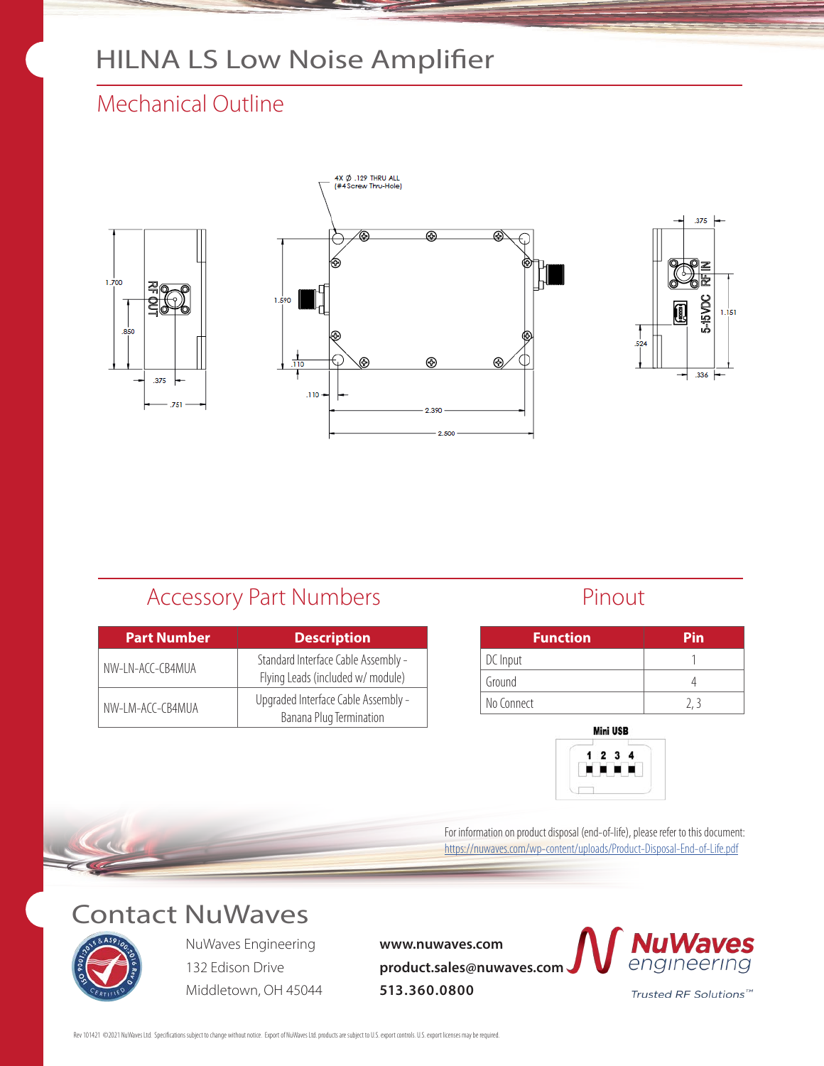# HILNA LS Low Noise Amplifier

## Mechanical Outline

4X Ø .129 THRU ALL
(#4 Screw Thru-Hole)

1.700
.850
RF OUT
.375
.751
1.590
.110
.110
2.390
2.500
.375
RF IN
5-15VDC
1.151
.524
.336

## Accessory Part Numbers

| Part Number | Description |
|---|---|
| NW-LN-ACC-CB4MUA | Standard Interface Cable Assembly - Flying Leads (included w/ module) |
| NW-LM-ACC-CB4MUA | Upgraded Interface Cable Assembly - Banana Plug Termination |

## Pinout

| Function | Pin |
|---|---|
| DC Input | 1 |
| Ground | 4 |
| No Connect | 2, 3 |

Mini USB

1 2 3 4

For information on product disposal (end-of-life), please refer to this document: https://nuwaves.com/wp-content/uploads/Product-Disposal-End-of-Life.pdf

## Contact NuWaves

NuWaves Engineering
132 Edison Drive
Middletown, OH 45044

**www.nuwaves.com**
**product.sales@nuwaves.com**
**513.360.0800**

NuWaves engineering
Trusted RF Solutions™

Rev 101421 ©2021 NuWaves Ltd. Specifications subject to change without notice. Export of NuWaves Ltd. products are subject to U.S. export controls. U.S. export licenses may be required.